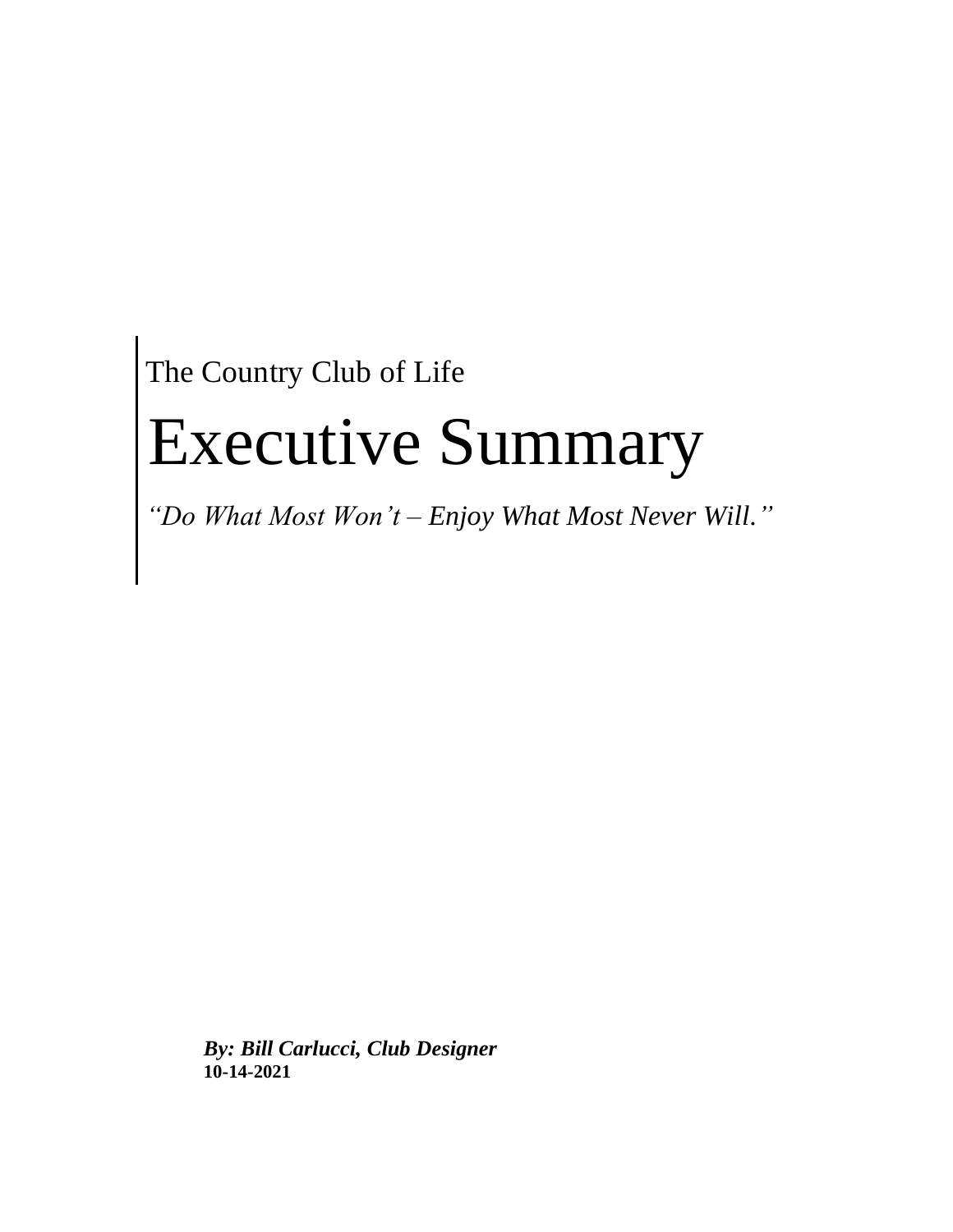The Country Club of Life

# Executive Summary

*“Do What Most Won’t – Enjoy What Most Never Will.”*

***By: Bill Carlucci, Club Designer***
**10-14-2021**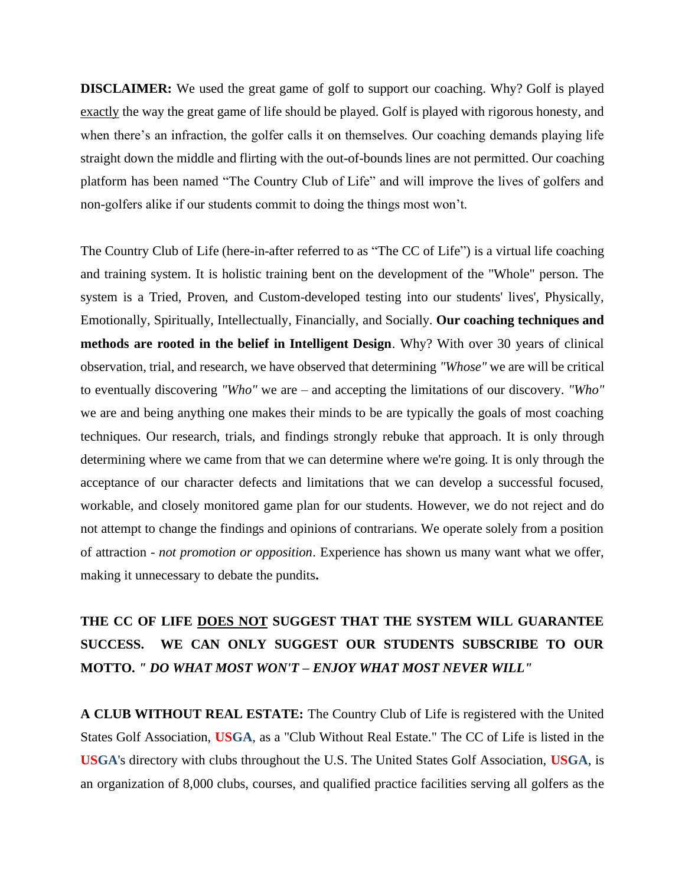**DISCLAIMER:** We used the great game of golf to support our coaching. Why? Golf is played <u>exactly</u> the way the great game of life should be played. Golf is played with rigorous honesty, and when there's an infraction, the golfer calls it on themselves. Our coaching demands playing life straight down the middle and flirting with the out-of-bounds lines are not permitted. Our coaching platform has been named "The Country Club of Life" and will improve the lives of golfers and non-golfers alike if our students commit to doing the things most won't.

The Country Club of Life (here-in-after referred to as "The CC of Life") is a virtual life coaching and training system. It is holistic training bent on the development of the "Whole" person. The system is a Tried, Proven, and Custom-developed testing into our students' lives', Physically, Emotionally, Spiritually, Intellectually, Financially, and Socially. **Our coaching techniques and methods are rooted in the belief in Intelligent Design**. Why? With over 30 years of clinical observation, trial, and research, we have observed that determining *"Whose"* we are will be critical to eventually discovering *"Who"* we are – and accepting the limitations of our discovery. *"Who"* we are and being anything one makes their minds to be are typically the goals of most coaching techniques. Our research, trials, and findings strongly rebuke that approach. It is only through determining where we came from that we can determine where we're going. It is only through the acceptance of our character defects and limitations that we can develop a successful focused, workable, and closely monitored game plan for our students. However, we do not reject and do not attempt to change the findings and opinions of contrarians. We operate solely from a position of attraction - *not promotion or opposition*. Experience has shown us many want what we offer, making it unnecessary to debate the pundits**.**

**THE CC OF LIFE <u>DOES NOT</u> SUGGEST THAT THE SYSTEM WILL GUARANTEE SUCCESS. WE CAN ONLY SUGGEST OUR STUDENTS SUBSCRIBE TO OUR MOTTO. *" DO WHAT MOST WON'T – ENJOY WHAT MOST NEVER WILL"***

**A CLUB WITHOUT REAL ESTATE:** The Country Club of Life is registered with the United States Golf Association, **USGA**, as a "Club Without Real Estate." The CC of Life is listed in the **USGA**'s directory with clubs throughout the U.S. The United States Golf Association, **USGA**, is an organization of 8,000 clubs, courses, and qualified practice facilities serving all golfers as the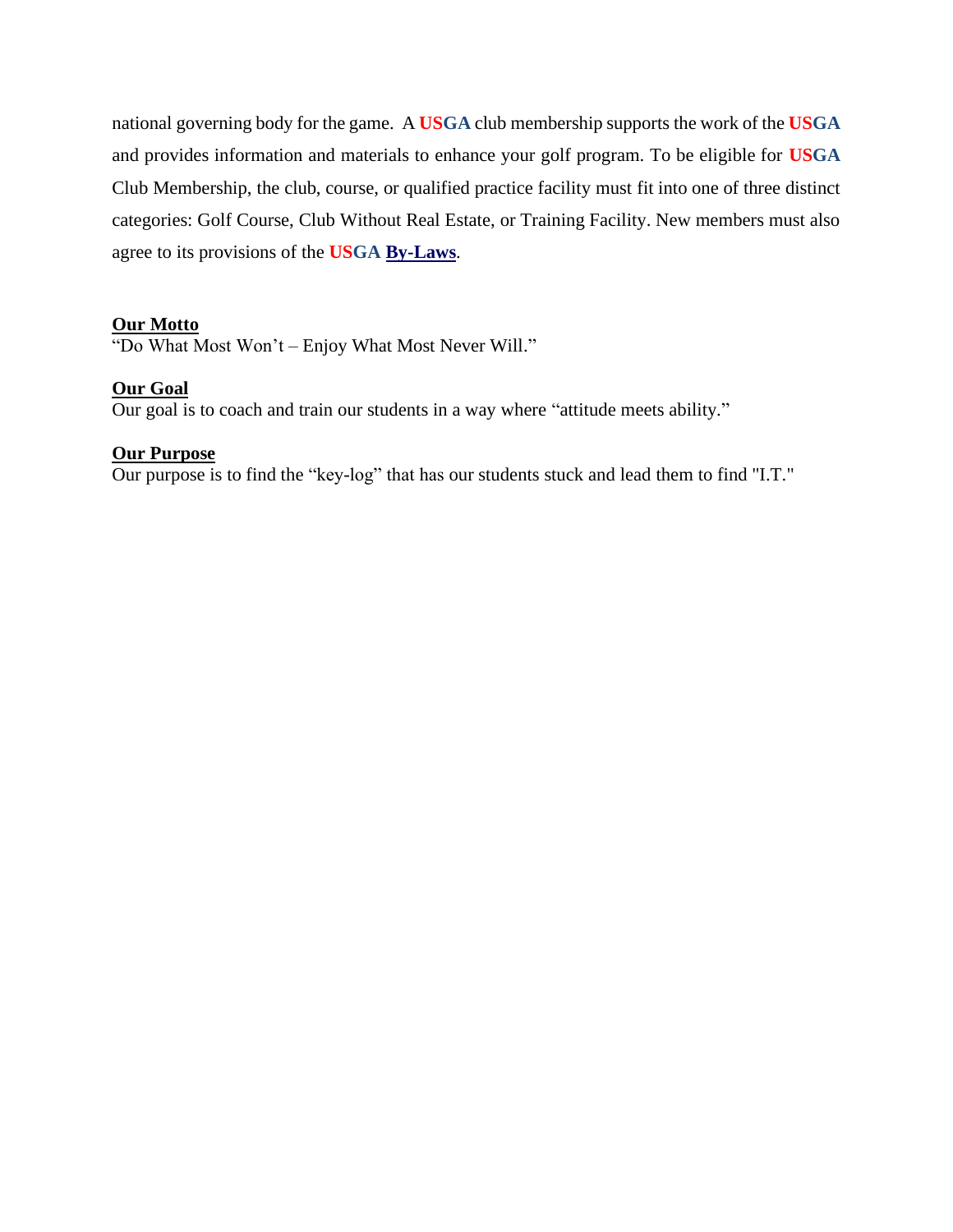national governing body for the game. A **USGA** club membership supports the work of the **USGA** and provides information and materials to enhance your golf program. To be eligible for **USGA** Club Membership, the club, course, or qualified practice facility must fit into one of three distinct categories: Golf Course, Club Without Real Estate, or Training Facility. New members must also agree to its provisions of the **USGA** **By-Laws**.

**Our Motto**

"Do What Most Won't – Enjoy What Most Never Will."

**Our Goal**

Our goal is to coach and train our students in a way where "attitude meets ability."

**Our Purpose**

Our purpose is to find the "key-log" that has our students stuck and lead them to find "I.T."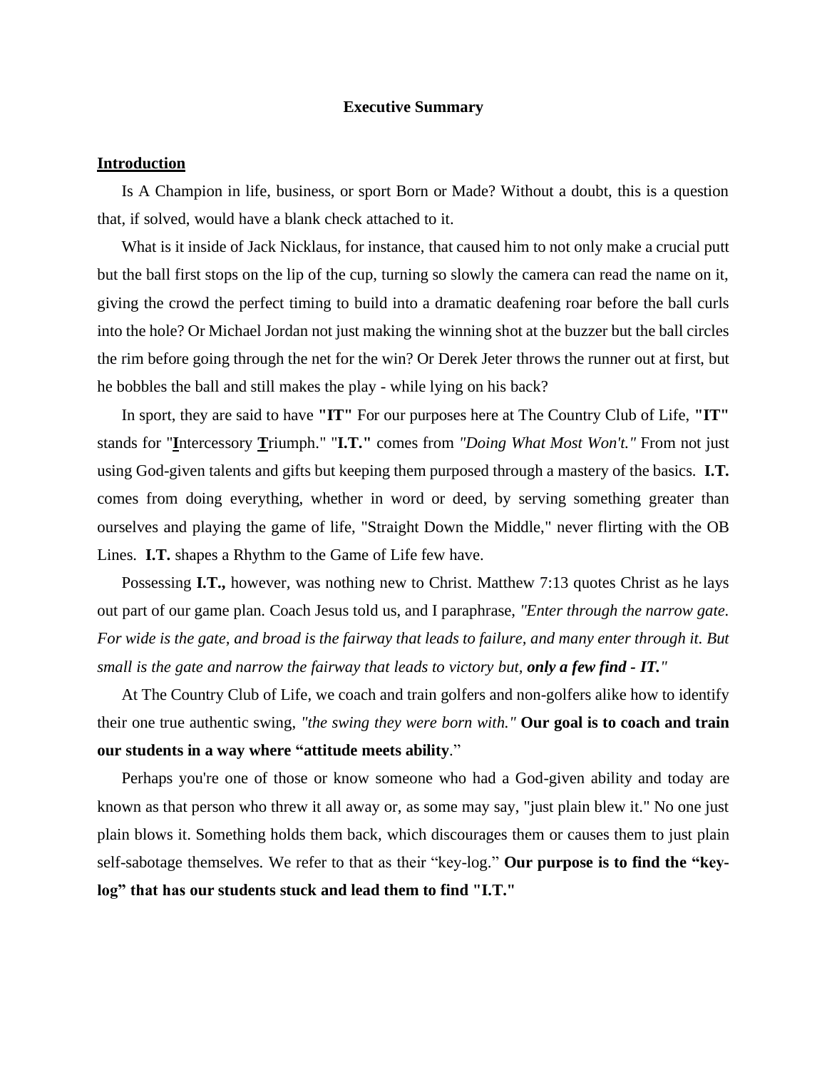## Executive Summary

**Introduction**

Is A Champion in life, business, or sport Born or Made? Without a doubt, this is a question that, if solved, would have a blank check attached to it.

What is it inside of Jack Nicklaus, for instance, that caused him to not only make a crucial putt but the ball first stops on the lip of the cup, turning so slowly the camera can read the name on it, giving the crowd the perfect timing to build into a dramatic deafening roar before the ball curls into the hole? Or Michael Jordan not just making the winning shot at the buzzer but the ball circles the rim before going through the net for the win? Or Derek Jeter throws the runner out at first, but he bobbles the ball and still makes the play - while lying on his back?

In sport, they are said to have **"IT"** For our purposes here at The Country Club of Life, **"IT"** stands for "**I**ntercessory **T**riumph." "**I.T."** comes from *"Doing What Most Won't."* From not just using God-given talents and gifts but keeping them purposed through a mastery of the basics. **I.T.** comes from doing everything, whether in word or deed, by serving something greater than ourselves and playing the game of life, "Straight Down the Middle," never flirting with the OB Lines. **I.T.** shapes a Rhythm to the Game of Life few have.

Possessing **I.T.,** however, was nothing new to Christ. Matthew 7:13 quotes Christ as he lays out part of our game plan. Coach Jesus told us, and I paraphrase, *"Enter through the narrow gate. For wide is the gate, and broad is the fairway that leads to failure, and many enter through it. But small is the gate and narrow the fairway that leads to victory but, **only a few find - IT.**"*

At The Country Club of Life, we coach and train golfers and non-golfers alike how to identify their one true authentic swing, *"the swing they were born with."* **Our goal is to coach and train our students in a way where "attitude meets ability**."

Perhaps you're one of those or know someone who had a God-given ability and today are known as that person who threw it all away or, as some may say, "just plain blew it." No one just plain blows it. Something holds them back, which discourages them or causes them to just plain self-sabotage themselves. We refer to that as their "key-log." **Our purpose is to find the "key-log" that has our students stuck and lead them to find "I.T."**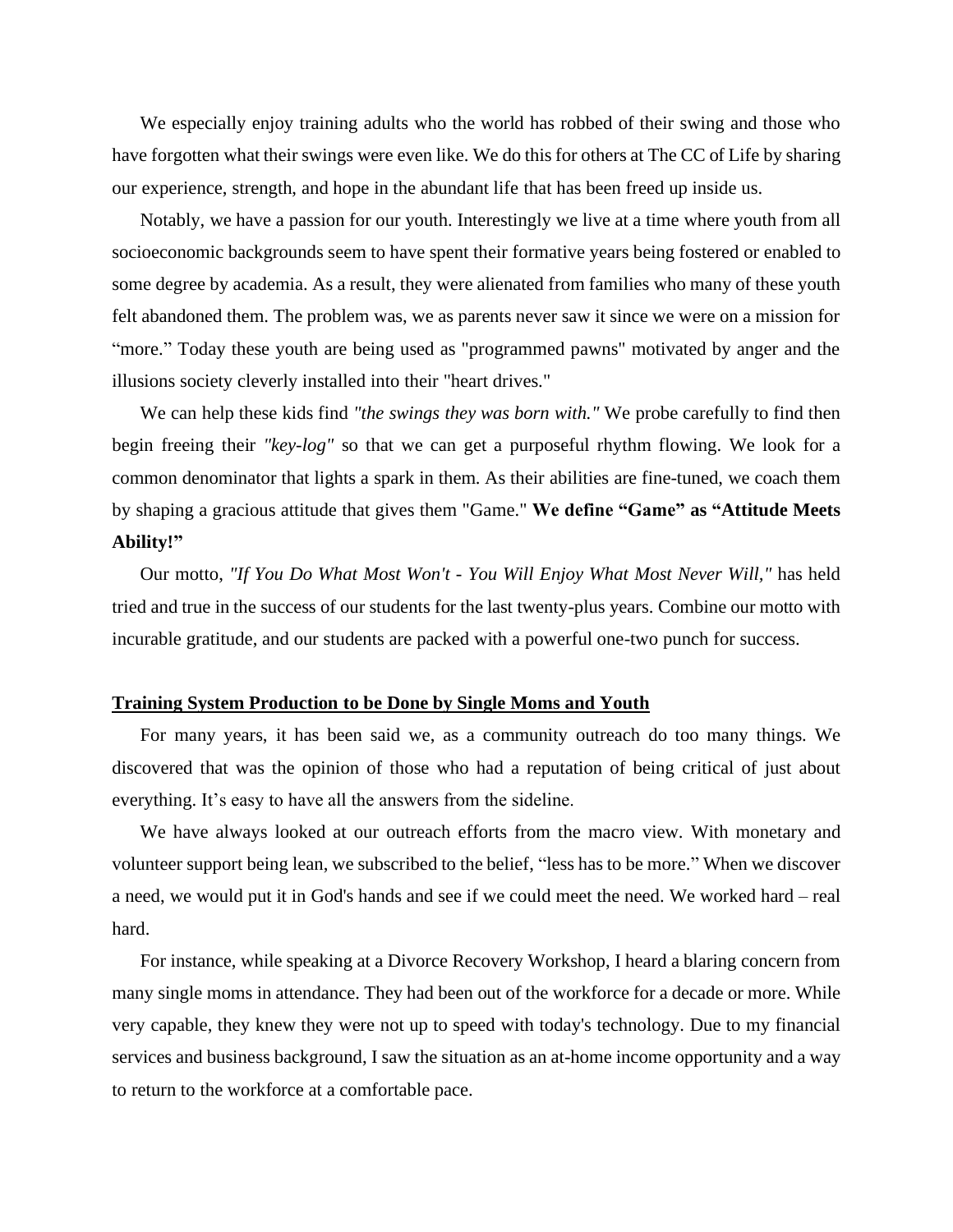We especially enjoy training adults who the world has robbed of their swing and those who have forgotten what their swings were even like. We do this for others at The CC of Life by sharing our experience, strength, and hope in the abundant life that has been freed up inside us.

Notably, we have a passion for our youth. Interestingly we live at a time where youth from all socioeconomic backgrounds seem to have spent their formative years being fostered or enabled to some degree by academia. As a result, they were alienated from families who many of these youth felt abandoned them. The problem was, we as parents never saw it since we were on a mission for "more." Today these youth are being used as "programmed pawns" motivated by anger and the illusions society cleverly installed into their "heart drives."

We can help these kids find *"the swings they was born with."* We probe carefully to find then begin freeing their *"key-log"* so that we can get a purposeful rhythm flowing. We look for a common denominator that lights a spark in them. As their abilities are fine-tuned, we coach them by shaping a gracious attitude that gives them "Game." **We define "Game" as "Attitude Meets Ability!"**

Our motto, *"If You Do What Most Won't - You Will Enjoy What Most Never Will,"* has held tried and true in the success of our students for the last twenty-plus years. Combine our motto with incurable gratitude, and our students are packed with a powerful one-two punch for success.

## Training System Production to be Done by Single Moms and Youth

For many years, it has been said we, as a community outreach do too many things. We discovered that was the opinion of those who had a reputation of being critical of just about everything. It's easy to have all the answers from the sideline.

We have always looked at our outreach efforts from the macro view. With monetary and volunteer support being lean, we subscribed to the belief, "less has to be more." When we discover a need, we would put it in God's hands and see if we could meet the need. We worked hard – real hard.

For instance, while speaking at a Divorce Recovery Workshop, I heard a blaring concern from many single moms in attendance. They had been out of the workforce for a decade or more. While very capable, they knew they were not up to speed with today's technology. Due to my financial services and business background, I saw the situation as an at-home income opportunity and a way to return to the workforce at a comfortable pace.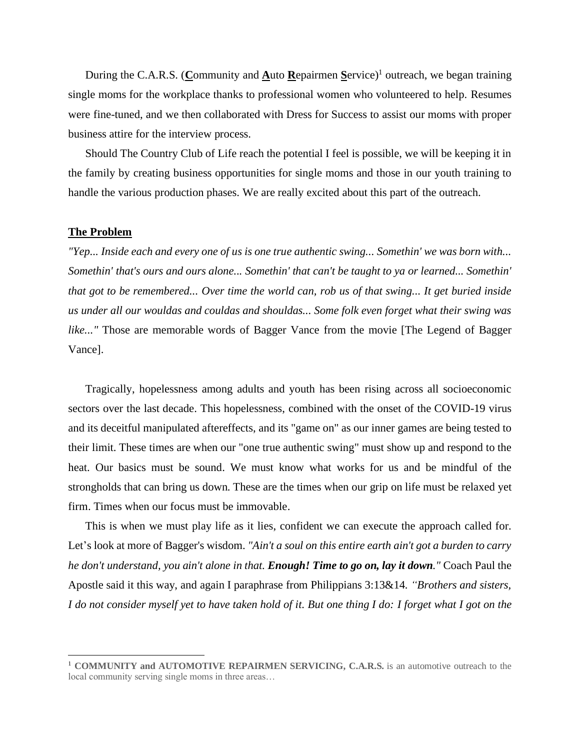During the C.A.R.S. (**C**ommunity and **A**uto **R**epairmen **S**ervice)[1] outreach, we began training single moms for the workplace thanks to professional women who volunteered to help. Resumes were fine-tuned, and we then collaborated with Dress for Success to assist our moms with proper business attire for the interview process.

Should The Country Club of Life reach the potential I feel is possible, we will be keeping it in the family by creating business opportunities for single moms and those in our youth training to handle the various production phases. We are really excited about this part of the outreach.

## The Problem

*"Yep... Inside each and every one of us is one true authentic swing... Somethin' we was born with... Somethin' that's ours and ours alone... Somethin' that can't be taught to ya or learned... Somethin' that got to be remembered... Over time the world can, rob us of that swing... It get buried inside us under all our wouldas and couldas and shouldas... Some folk even forget what their swing was like..."* Those are memorable words of Bagger Vance from the movie [The Legend of Bagger Vance].

Tragically, hopelessness among adults and youth has been rising across all socioeconomic sectors over the last decade. This hopelessness, combined with the onset of the COVID-19 virus and its deceitful manipulated aftereffects, and its "game on" as our inner games are being tested to their limit. These times are when our "one true authentic swing" must show up and respond to the heat. Our basics must be sound. We must know what works for us and be mindful of the strongholds that can bring us down. These are the times when our grip on life must be relaxed yet firm. Times when our focus must be immovable.

This is when we must play life as it lies, confident we can execute the approach called for. Let's look at more of Bagger's wisdom. *"Ain't a soul on this entire earth ain't got a burden to carry he don't understand, you ain't alone in that. **Enough! Time to go on, lay it down.**"* Coach Paul the Apostle said it this way, and again I paraphrase from Philippians 3:13&14. *"Brothers and sisters, I do not consider myself yet to have taken hold of it. But one thing I do: I forget what I got on the*

[1] **COMMUNITY and AUTOMOTIVE REPAIRMEN SERVICING, C.A.R.S.** is an automotive outreach to the local community serving single moms in three areas…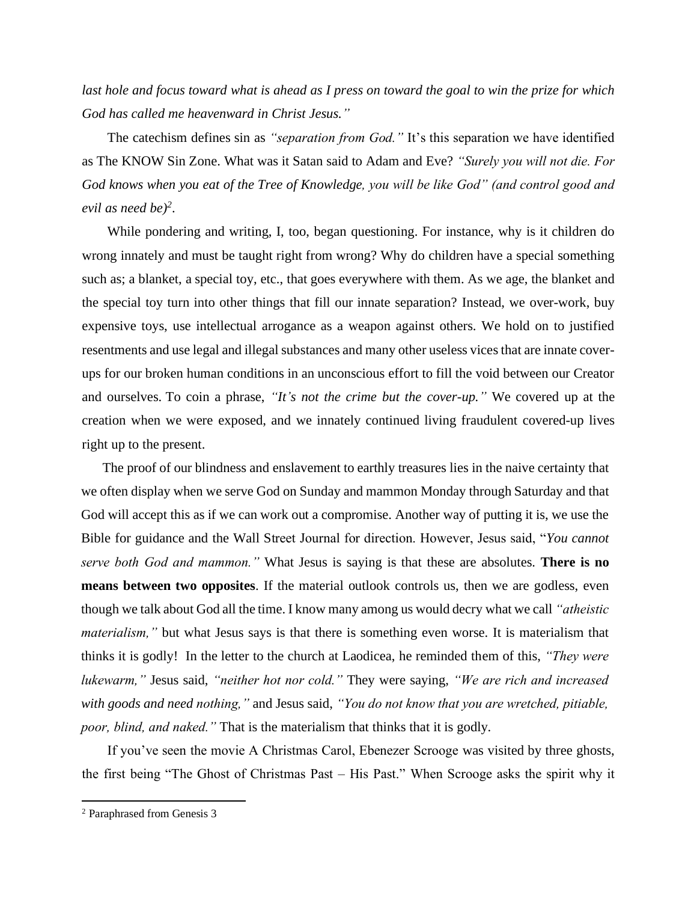*last hole and focus toward what is ahead as I press on toward the goal to win the prize for which God has called me heavenward in Christ Jesus."*

The catechism defines sin as *"separation from God."* It's this separation we have identified as The KNOW Sin Zone. What was it Satan said to Adam and Eve? *"Surely you will not die. For God knows when you eat of the Tree of Knowledge, you will be like God" (and control good and evil as need be)*[2].

While pondering and writing, I, too, began questioning. For instance, why is it children do wrong innately and must be taught right from wrong? Why do children have a special something such as; a blanket, a special toy, etc., that goes everywhere with them. As we age, the blanket and the special toy turn into other things that fill our innate separation? Instead, we over-work, buy expensive toys, use intellectual arrogance as a weapon against others. We hold on to justified resentments and use legal and illegal substances and many other useless vices that are innate cover-ups for our broken human conditions in an unconscious effort to fill the void between our Creator and ourselves. To coin a phrase, *"It's not the crime but the cover-up."* We covered up at the creation when we were exposed, and we innately continued living fraudulent covered-up lives right up to the present.

The proof of our blindness and enslavement to earthly treasures lies in the naive certainty that we often display when we serve God on Sunday and mammon Monday through Saturday and that God will accept this as if we can work out a compromise. Another way of putting it is, we use the Bible for guidance and the Wall Street Journal for direction. However, Jesus said, "*You cannot serve both God and mammon."* What Jesus is saying is that these are absolutes. **There is no means between two opposites**. If the material outlook controls us, then we are godless, even though we talk about God all the time. I know many among us would decry what we call *"atheistic materialism,"* but what Jesus says is that there is something even worse. It is materialism that thinks it is godly! In the letter to the church at Laodicea, he reminded them of this, *"They were lukewarm,"* Jesus said, *"neither hot nor cold."* They were saying, *"We are rich and increased with goods and need nothing,"* and Jesus said, *"You do not know that you are wretched, pitiable, poor, blind, and naked."* That is the materialism that thinks that it is godly.

If you've seen the movie A Christmas Carol, Ebenezer Scrooge was visited by three ghosts, the first being "The Ghost of Christmas Past – His Past." When Scrooge asks the spirit why it

---

[2] Paraphrased from Genesis 3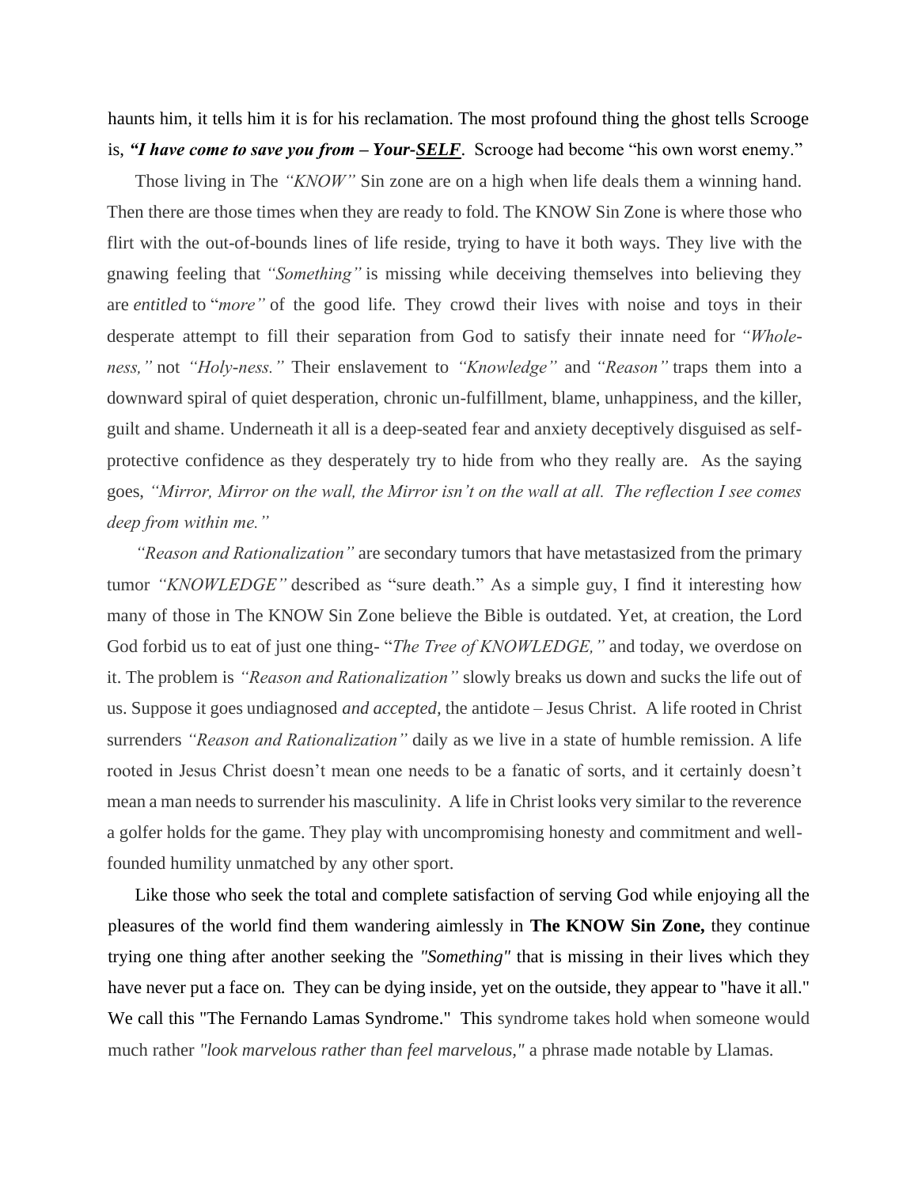haunts him, it tells him it is for his reclamation. The most profound thing the ghost tells Scrooge is, ***"I have come to save you from – Your-SELF***. Scrooge had become "his own worst enemy."

Those living in The *"KNOW"* Sin zone are on a high when life deals them a winning hand. Then there are those times when they are ready to fold. The KNOW Sin Zone is where those who flirt with the out-of-bounds lines of life reside, trying to have it both ways. They live with the gnawing feeling that *"Something"* is missing while deceiving themselves into believing they are *entitled* to "*more"* of the good life. They crowd their lives with noise and toys in their desperate attempt to fill their separation from God to satisfy their innate need for *"Whole-ness,"* not *"Holy-ness."* Their enslavement to *"Knowledge"* and *"Reason"* traps them into a downward spiral of quiet desperation, chronic un-fulfillment, blame, unhappiness, and the killer, guilt and shame. Underneath it all is a deep-seated fear and anxiety deceptively disguised as self-protective confidence as they desperately try to hide from who they really are. As the saying goes, *"Mirror, Mirror on the wall, the Mirror isn't on the wall at all. The reflection I see comes deep from within me."*

*"Reason and Rationalization"* are secondary tumors that have metastasized from the primary tumor *"KNOWLEDGE"* described as "sure death." As a simple guy, I find it interesting how many of those in The KNOW Sin Zone believe the Bible is outdated. Yet, at creation, the Lord God forbid us to eat of just one thing- "*The Tree of KNOWLEDGE,"* and today, we overdose on it. The problem is *"Reason and Rationalization"* slowly breaks us down and sucks the life out of us. Suppose it goes undiagnosed *and accepted,* the antidote – Jesus Christ. A life rooted in Christ surrenders *"Reason and Rationalization"* daily as we live in a state of humble remission. A life rooted in Jesus Christ doesn't mean one needs to be a fanatic of sorts, and it certainly doesn't mean a man needs to surrender his masculinity. A life in Christ looks very similar to the reverence a golfer holds for the game. They play with uncompromising honesty and commitment and well-founded humility unmatched by any other sport.

Like those who seek the total and complete satisfaction of serving God while enjoying all the pleasures of the world find them wandering aimlessly in **The KNOW Sin Zone,** they continue trying one thing after another seeking the *"Something"* that is missing in their lives which they have never put a face on. They can be dying inside, yet on the outside, they appear to "have it all." We call this "The Fernando Lamas Syndrome." This syndrome takes hold when someone would much rather *"look marvelous rather than feel marvelous,"* a phrase made notable by Llamas.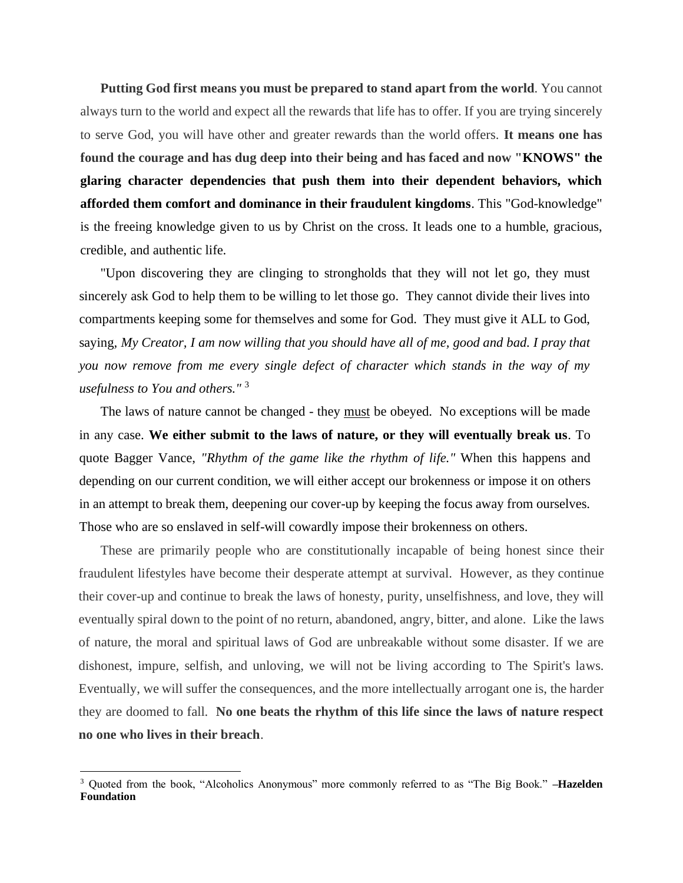**Putting God first means you must be prepared to stand apart from the world**. You cannot always turn to the world and expect all the rewards that life has to offer. If you are trying sincerely to serve God, you will have other and greater rewards than the world offers. **It means one has found the courage and has dug deep into their being and has faced and now "KNOWS" the glaring character dependencies that push them into their dependent behaviors, which afforded them comfort and dominance in their fraudulent kingdoms**. This "God-knowledge" is the freeing knowledge given to us by Christ on the cross. It leads one to a humble, gracious, credible, and authentic life.

"Upon discovering they are clinging to strongholds that they will not let go, they must sincerely ask God to help them to be willing to let those go. They cannot divide their lives into compartments keeping some for themselves and some for God. They must give it ALL to God, saying, *My Creator, I am now willing that you should have all of me, good and bad. I pray that you now remove from me every single defect of character which stands in the way of my usefulness to You and others."* [3]

The laws of nature cannot be changed - they <u>must</u> be obeyed. No exceptions will be made in any case. **We either submit to the laws of nature, or they will eventually break us**. To quote Bagger Vance, *"Rhythm of the game like the rhythm of life."* When this happens and depending on our current condition, we will either accept our brokenness or impose it on others in an attempt to break them, deepening our cover-up by keeping the focus away from ourselves. Those who are so enslaved in self-will cowardly impose their brokenness on others.

These are primarily people who are constitutionally incapable of being honest since their fraudulent lifestyles have become their desperate attempt at survival. However, as they continue their cover-up and continue to break the laws of honesty, purity, unselfishness, and love, they will eventually spiral down to the point of no return, abandoned, angry, bitter, and alone. Like the laws of nature, the moral and spiritual laws of God are unbreakable without some disaster. If we are dishonest, impure, selfish, and unloving, we will not be living according to The Spirit's laws. Eventually, we will suffer the consequences, and the more intellectually arrogant one is, the harder they are doomed to fall. **No one beats the rhythm of this life since the laws of nature respect no one who lives in their breach**.

---

[3] Quoted from the book, "Alcoholics Anonymous" more commonly referred to as "The Big Book." **–Hazelden Foundation**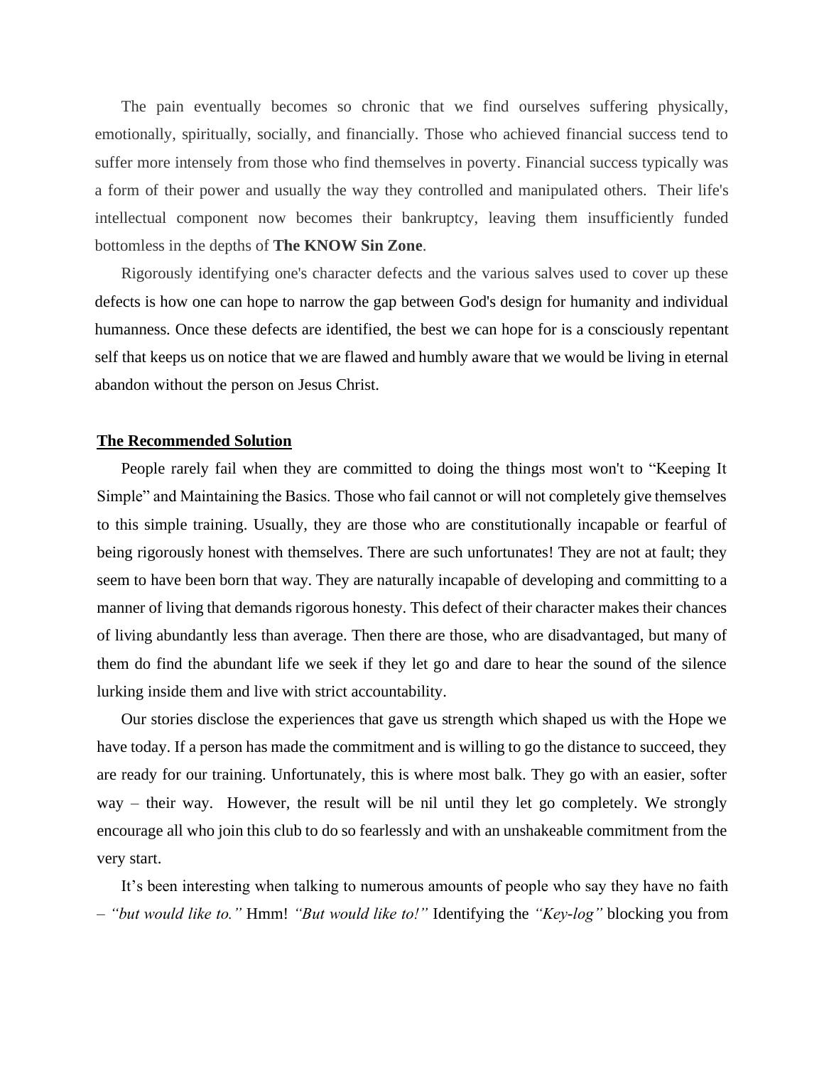The pain eventually becomes so chronic that we find ourselves suffering physically, emotionally, spiritually, socially, and financially. Those who achieved financial success tend to suffer more intensely from those who find themselves in poverty. Financial success typically was a form of their power and usually the way they controlled and manipulated others. Their life's intellectual component now becomes their bankruptcy, leaving them insufficiently funded bottomless in the depths of **The KNOW Sin Zone**.

Rigorously identifying one's character defects and the various salves used to cover up these defects is how one can hope to narrow the gap between God's design for humanity and individual humanness. Once these defects are identified, the best we can hope for is a consciously repentant self that keeps us on notice that we are flawed and humbly aware that we would be living in eternal abandon without the person on Jesus Christ.

## The Recommended Solution

People rarely fail when they are committed to doing the things most won't to "Keeping It Simple" and Maintaining the Basics. Those who fail cannot or will not completely give themselves to this simple training. Usually, they are those who are constitutionally incapable or fearful of being rigorously honest with themselves. There are such unfortunates! They are not at fault; they seem to have been born that way. They are naturally incapable of developing and committing to a manner of living that demands rigorous honesty. This defect of their character makes their chances of living abundantly less than average. Then there are those, who are disadvantaged, but many of them do find the abundant life we seek if they let go and dare to hear the sound of the silence lurking inside them and live with strict accountability.

Our stories disclose the experiences that gave us strength which shaped us with the Hope we have today. If a person has made the commitment and is willing to go the distance to succeed, they are ready for our training. Unfortunately, this is where most balk. They go with an easier, softer way – their way. However, the result will be nil until they let go completely. We strongly encourage all who join this club to do so fearlessly and with an unshakeable commitment from the very start.

It's been interesting when talking to numerous amounts of people who say they have no faith – *"but would like to."* Hmm! *"But would like to!"* Identifying the *"Key-log"* blocking you from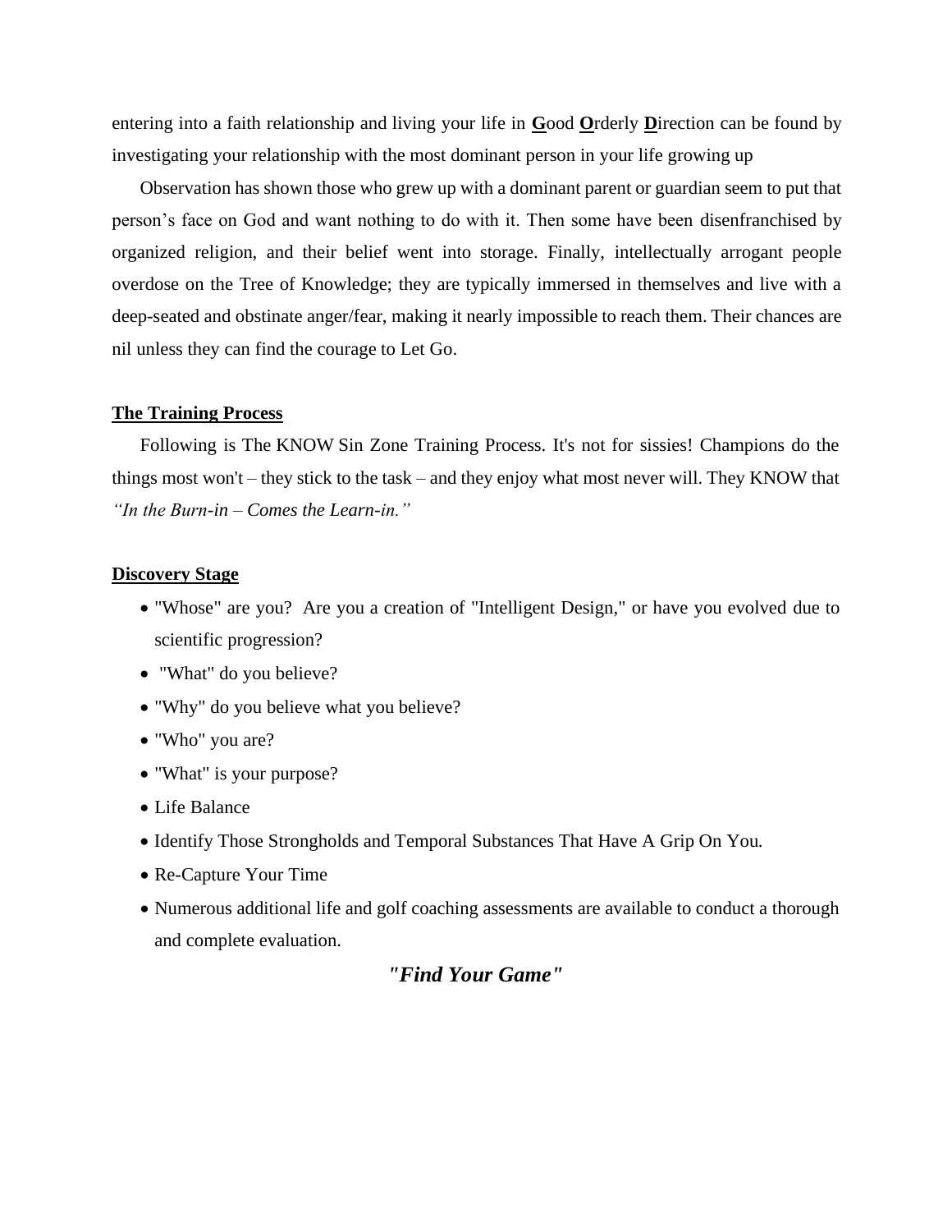entering into a faith relationship and living your life in **<u>G</u>**ood **<u>O</u>**rderly **<u>D</u>**irection can be found by investigating your relationship with the most dominant person in your life growing up

Observation has shown those who grew up with a dominant parent or guardian seem to put that person's face on God and want nothing to do with it. Then some have been disenfranchised by organized religion, and their belief went into storage. Finally, intellectually arrogant people overdose on the Tree of Knowledge; they are typically immersed in themselves and live with a deep-seated and obstinate anger/fear, making it nearly impossible to reach them. Their chances are nil unless they can find the courage to Let Go.

**<u>The Training Process</u>**

Following is The KNOW Sin Zone Training Process. It's not for sissies! Champions do the things most won't – they stick to the task – and they enjoy what most never will. They KNOW that *"In the Burn-in – Comes the Learn-in."*

**<u>Discovery Stage</u>**

- "Whose" are you? Are you a creation of "Intelligent Design," or have you evolved due to scientific progression?
- "What" do you believe?
- "Why" do you believe what you believe?
- "Who" you are?
- "What" is your purpose?
- Life Balance
- Identify Those Strongholds and Temporal Substances That Have A Grip On You.
- Re-Capture Your Time
- Numerous additional life and golf coaching assessments are available to conduct a thorough and complete evaluation.

***"Find Your Game"***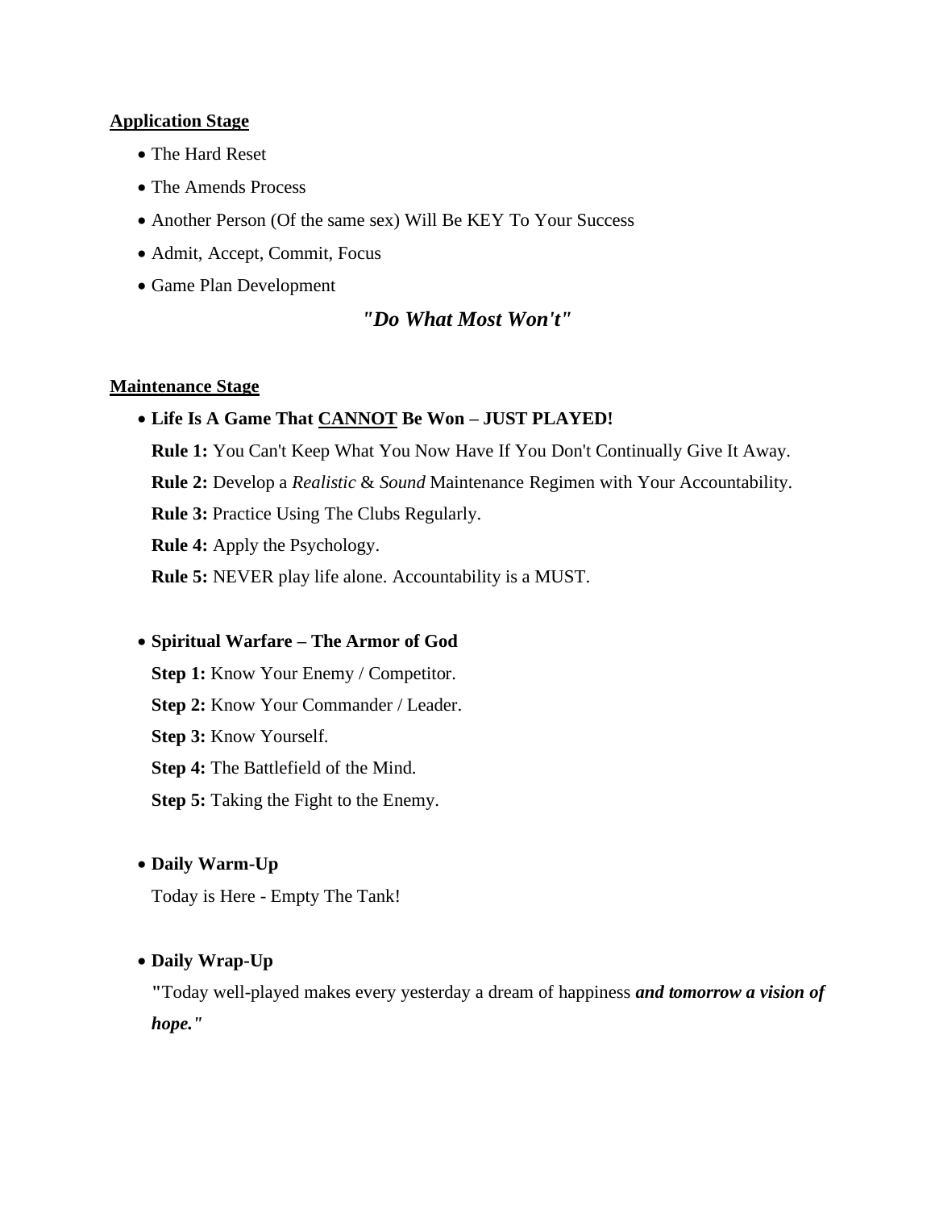**<u>Application Stage</u>**

- The Hard Reset
- The Amends Process
- Another Person (Of the same sex) Will Be KEY To Your Success
- Admit, Accept, Commit, Focus
- Game Plan Development

***"Do What Most Won't"***

**<u>Maintenance Stage</u>**

- **Life Is A Game That <u>CANNOT</u> Be Won – JUST PLAYED!**

  **Rule 1:** You Can't Keep What You Now Have If You Don't Continually Give It Away.

  **Rule 2:** Develop a *Realistic* & *Sound* Maintenance Regimen with Your Accountability.

  **Rule 3:** Practice Using The Clubs Regularly.

  **Rule 4:** Apply the Psychology.

  **Rule 5:** NEVER play life alone. Accountability is a MUST.

- **Spiritual Warfare – The Armor of God**

  **Step 1:** Know Your Enemy / Competitor.

  **Step 2:** Know Your Commander / Leader.

  **Step 3:** Know Yourself.

  **Step 4:** The Battlefield of the Mind.

  **Step 5:** Taking the Fight to the Enemy.

- **Daily Warm-Up**

  Today is Here - Empty The Tank!

- **Daily Wrap-Up**

  **"**Today well-played makes every yesterday a dream of happiness ***and tomorrow a vision of hope."***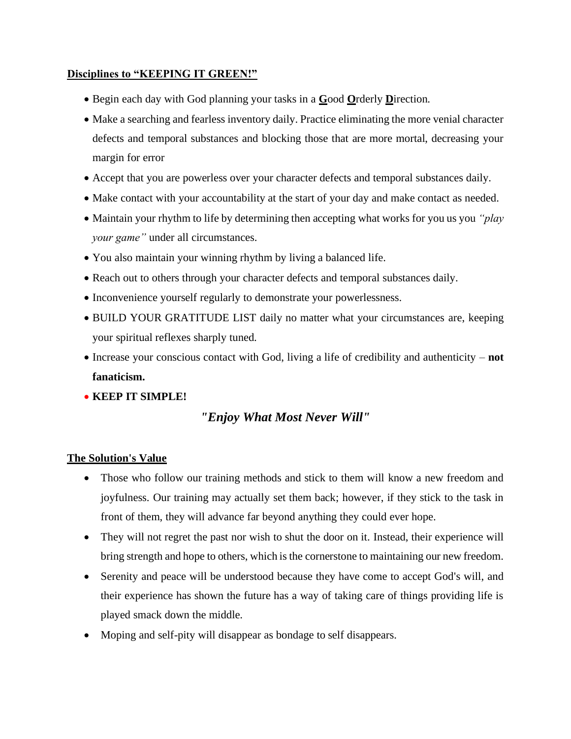**<u>Disciplines to "KEEPING IT GREEN!"</u>**

- Begin each day with God planning your tasks in a **<u>G</u>**ood **<u>O</u>**rderly **<u>D</u>**irection.
- Make a searching and fearless inventory daily. Practice eliminating the more venial character defects and temporal substances and blocking those that are more mortal, decreasing your margin for error
- Accept that you are powerless over your character defects and temporal substances daily.
- Make contact with your accountability at the start of your day and make contact as needed.
- Maintain your rhythm to life by determining then accepting what works for you us you *"play your game"* under all circumstances.
- You also maintain your winning rhythm by living a balanced life.
- Reach out to others through your character defects and temporal substances daily.
- Inconvenience yourself regularly to demonstrate your powerlessness.
- BUILD YOUR GRATITUDE LIST daily no matter what your circumstances are, keeping your spiritual reflexes sharply tuned.
- Increase your conscious contact with God, living a life of credibility and authenticity – **not fanaticism.**
- **KEEP IT SIMPLE!**

***"Enjoy What Most Never Will"***

**<u>The Solution's Value</u>**

- Those who follow our training methods and stick to them will know a new freedom and joyfulness. Our training may actually set them back; however, if they stick to the task in front of them, they will advance far beyond anything they could ever hope.
- They will not regret the past nor wish to shut the door on it. Instead, their experience will bring strength and hope to others, which is the cornerstone to maintaining our new freedom.
- Serenity and peace will be understood because they have come to accept God's will, and their experience has shown the future has a way of taking care of things providing life is played smack down the middle.
- Moping and self-pity will disappear as bondage to self disappears.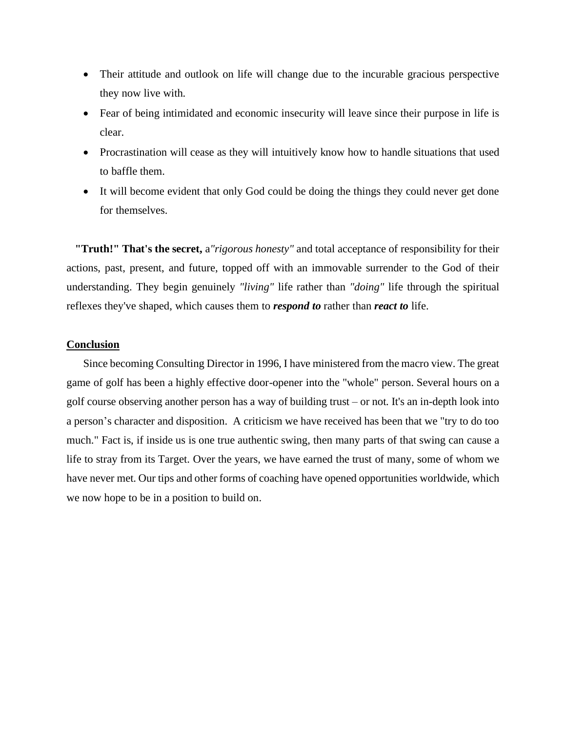- Their attitude and outlook on life will change due to the incurable gracious perspective they now live with.
- Fear of being intimidated and economic insecurity will leave since their purpose in life is clear.
- Procrastination will cease as they will intuitively know how to handle situations that used to baffle them.
- It will become evident that only God could be doing the things they could never get done for themselves.

**"Truth!" That's the secret,** a*"rigorous honesty"* and total acceptance of responsibility for their actions, past, present, and future, topped off with an immovable surrender to the God of their understanding. They begin genuinely *"living"* life rather than *"doing"* life through the spiritual reflexes they've shaped, which causes them to ***respond to*** rather than ***react to*** life.

## Conclusion

Since becoming Consulting Director in 1996, I have ministered from the macro view. The great game of golf has been a highly effective door-opener into the "whole" person. Several hours on a golf course observing another person has a way of building trust – or not. It's an in-depth look into a person's character and disposition. A criticism we have received has been that we "try to do too much." Fact is, if inside us is one true authentic swing, then many parts of that swing can cause a life to stray from its Target. Over the years, we have earned the trust of many, some of whom we have never met. Our tips and other forms of coaching have opened opportunities worldwide, which we now hope to be in a position to build on.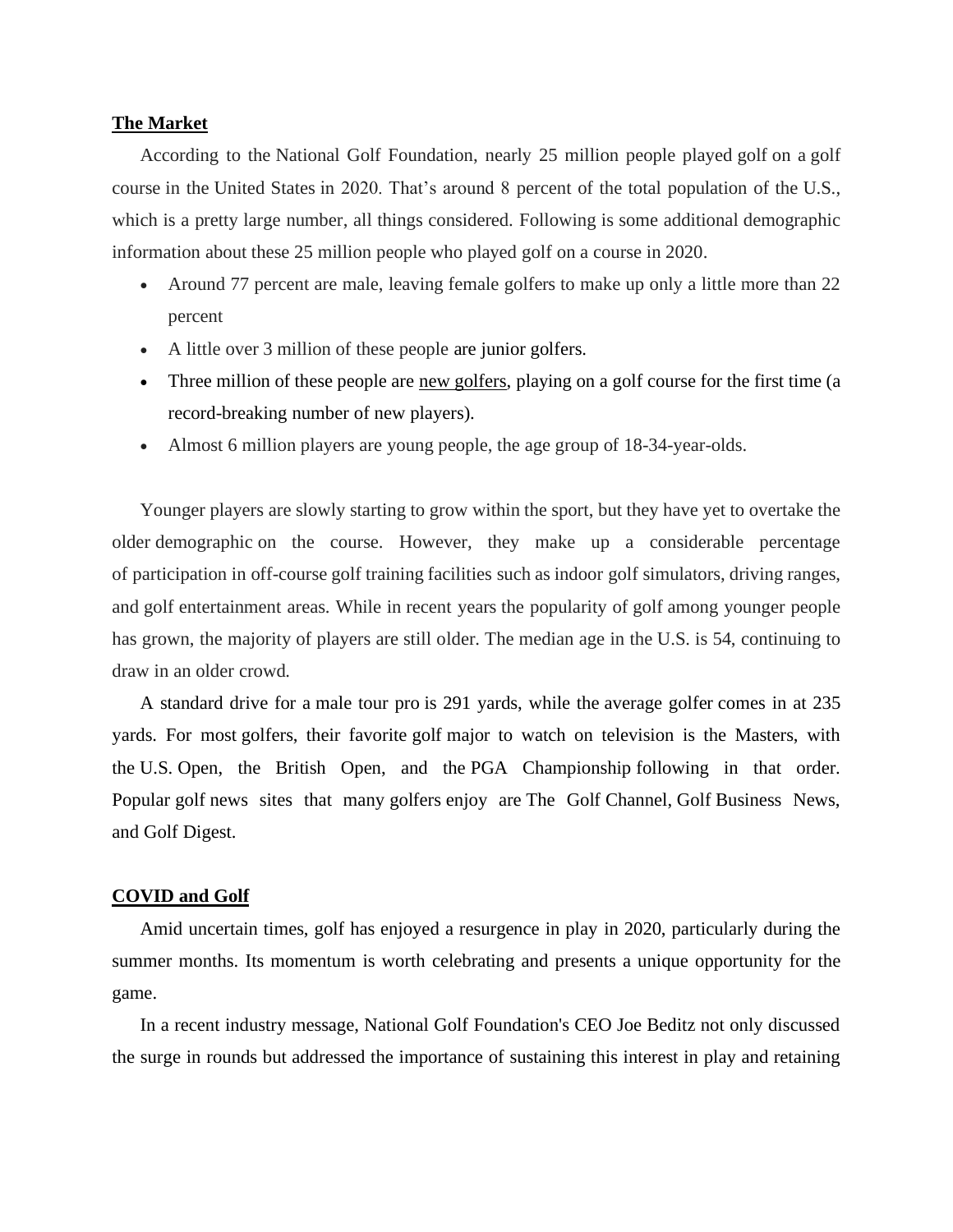## The Market

According to the National Golf Foundation, nearly 25 million people played golf on a golf course in the United States in 2020. That's around 8 percent of the total population of the U.S., which is a pretty large number, all things considered. Following is some additional demographic information about these 25 million people who played golf on a course in 2020.

- Around 77 percent are male, leaving female golfers to make up only a little more than 22 percent
- A little over 3 million of these people are junior golfers.
- Three million of these people are new golfers, playing on a golf course for the first time (a record-breaking number of new players).
- Almost 6 million players are young people, the age group of 18-34-year-olds.

Younger players are slowly starting to grow within the sport, but they have yet to overtake the older demographic on the course. However, they make up a considerable percentage of participation in off-course golf training facilities such as indoor golf simulators, driving ranges, and golf entertainment areas. While in recent years the popularity of golf among younger people has grown, the majority of players are still older. The median age in the U.S. is 54, continuing to draw in an older crowd.

A standard drive for a male tour pro is 291 yards, while the average golfer comes in at 235 yards. For most golfers, their favorite golf major to watch on television is the Masters, with the U.S. Open, the British Open, and the PGA Championship following in that order. Popular golf news sites that many golfers enjoy are The Golf Channel, Golf Business News, and Golf Digest.

## COVID and Golf

Amid uncertain times, golf has enjoyed a resurgence in play in 2020, particularly during the summer months. Its momentum is worth celebrating and presents a unique opportunity for the game.

In a recent industry message, National Golf Foundation's CEO Joe Beditz not only discussed the surge in rounds but addressed the importance of sustaining this interest in play and retaining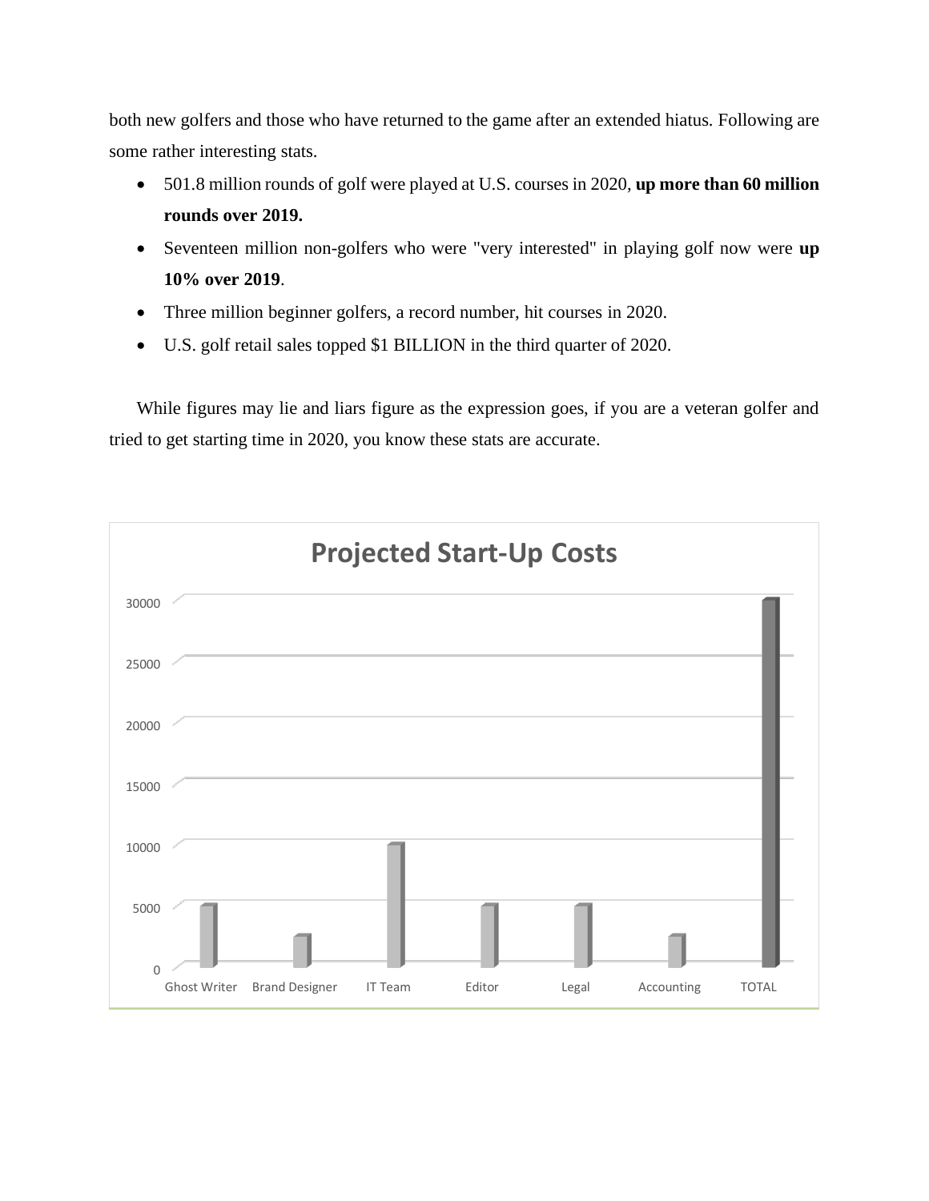both new golfers and those who have returned to the game after an extended hiatus. Following are some rather interesting stats.

- 501.8 million rounds of golf were played at U.S. courses in 2020, **up more than 60 million rounds over 2019.**
- Seventeen million non-golfers who were "very interested" in playing golf now were **up 10% over 2019**.
- Three million beginner golfers, a record number, hit courses in 2020.
- U.S. golf retail sales topped $1 BILLION in the third quarter of 2020.

While figures may lie and liars figure as the expression goes, if you are a veteran golfer and tried to get starting time in 2020, you know these stats are accurate.

**Projected Start-Up Costs**

| Item | Cost |
|---|---|
| Ghost Writer | 5000 |
| Brand Designer | 2500 |
| IT Team | 10000 |
| Editor | 5000 |
| Legal | 5000 |
| Accounting | 2500 |
| TOTAL | 30000 |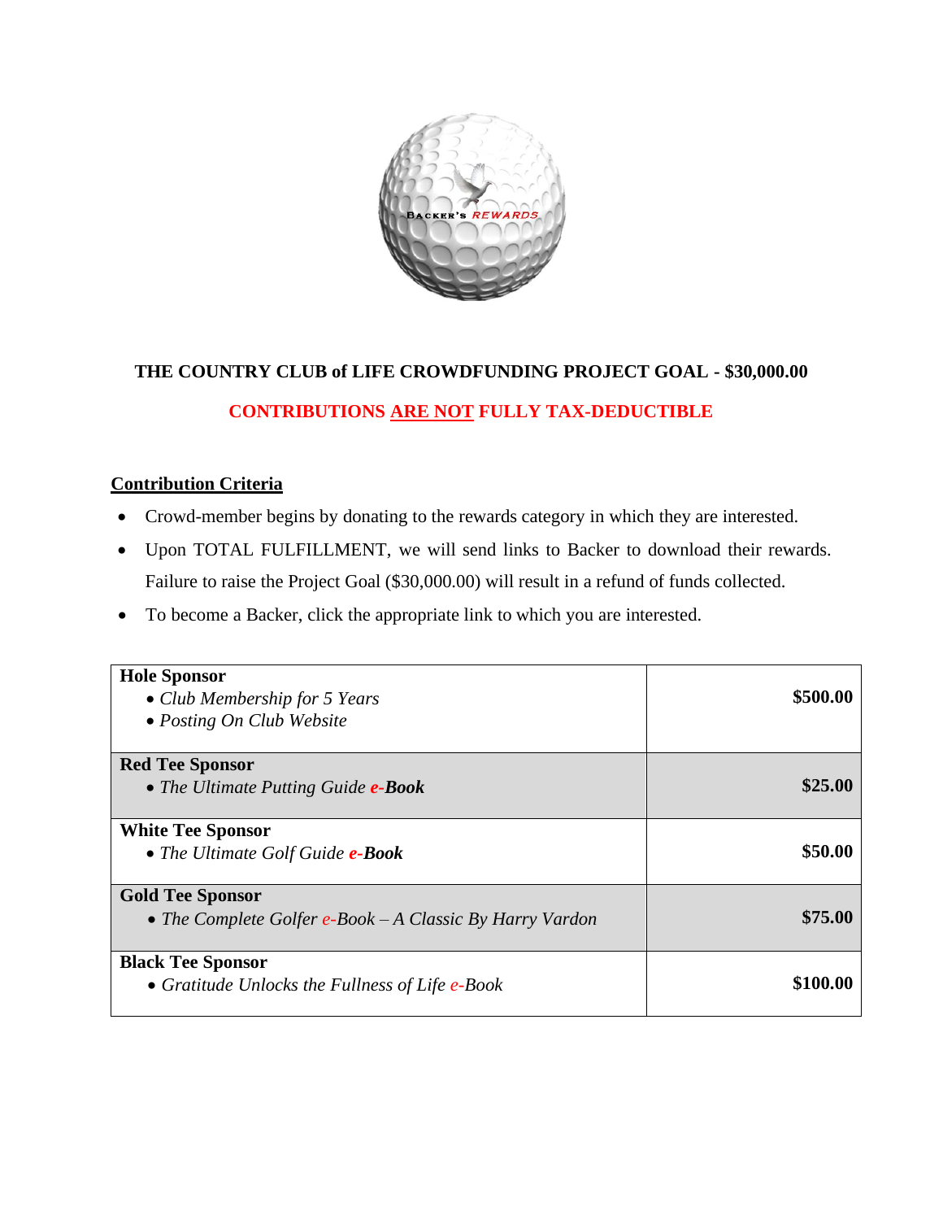**THE COUNTRY CLUB of LIFE CROWDFUNDING PROJECT GOAL - $30,000.00**

**CONTRIBUTIONS ARE NOT FULLY TAX-DEDUCTIBLE**

**Contribution Criteria**

- Crowd-member begins by donating to the rewards category in which they are interested.
- Upon TOTAL FULFILLMENT, we will send links to Backer to download their rewards. Failure to raise the Project Goal ($30,000.00) will result in a refund of funds collected.
- To become a Backer, click the appropriate link to which you are interested.

| | |
|---|---|
| **Hole Sponsor**<br>• *Club Membership for 5 Years*<br>• *Posting On Club Website* | **$500.00** |
| **Red Tee Sponsor**<br>• *The Ultimate Putting Guide **e-Book*** | **$25.00** |
| **White Tee Sponsor**<br>• *The Ultimate Golf Guide **e-Book*** | **$50.00** |
| **Gold Tee Sponsor**<br>• *The Complete Golfer e-Book – A Classic By Harry Vardon* | **$75.00** |
| **Black Tee Sponsor**<br>• *Gratitude Unlocks the Fullness of Life e-Book* | **$100.00** |